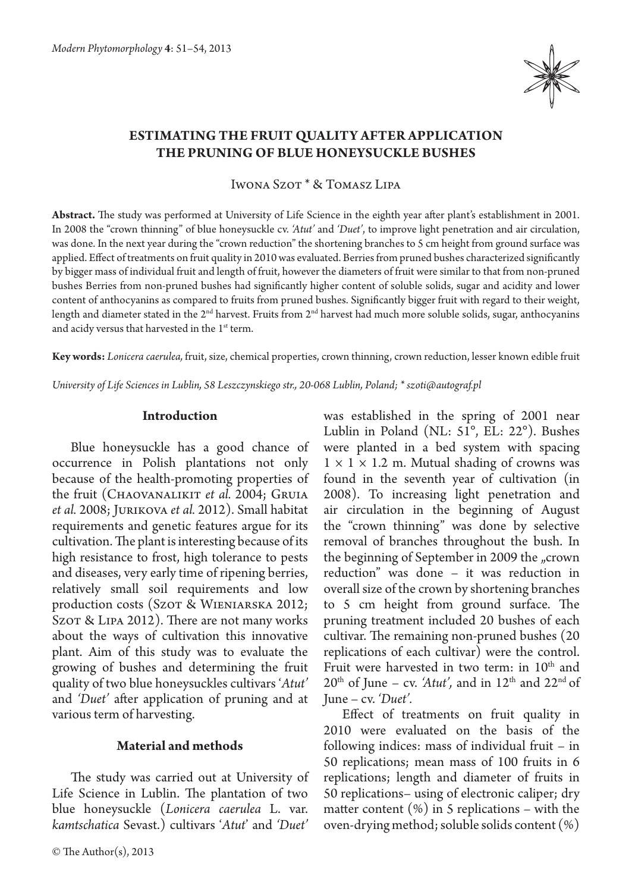# ESTIMATING THE FRUIT QUALITY AFTER APPLICATION THE PRUNING OF BLUE HONEYSUCKLE BUSHES

Iwona Szot * & Tomasz Lipa

**Abstract.** The study was performed at University of Life Science in the eighth year after plant's establishment in 2001. In 2008 the "crown thinning" of blue honeysuckle cv. *'Atut'* and *'Duet'*, to improve light penetration and air circulation, was done. In the next year during the "crown reduction" the shortening branches to 5 cm height from ground surface was applied. Effect of treatments on fruit quality in 2010 was evaluated. Berries from pruned bushes characterized significantly by bigger mass of individual fruit and length of fruit, however the diameters of fruit were similar to that from non-pruned bushes Berries from non-pruned bushes had significantly higher content of soluble solids, sugar and acidity and lower content of anthocyanins as compared to fruits from pruned bushes. Significantly bigger fruit with regard to their weight, length and diameter stated in the 2nd harvest. Fruits from 2nd harvest had much more soluble solids, sugar, anthocyanins and acidy versus that harvested in the 1st term.

**Key words:** *Lonicera caerulea,* fruit, size, chemical properties, crown thinning, crown reduction, lesser known edible fruit

*University of Life Sciences in Lublin, 58 Leszczynskiego str., 20-068 Lublin, Poland; * szoti@autograf.pl*

## Introduction

Blue honeysuckle has a good chance of occurrence in Polish plantations not only because of the health-promoting properties of the fruit (Chaovanalikit *et al.* 2004; Gruia *et al.* 2008; Jurikova *et al.* 2012). Small habitat requirements and genetic features argue for its cultivation. The plant is interesting because of its high resistance to frost, high tolerance to pests and diseases, very early time of ripening berries, relatively small soil requirements and low production costs (Szot & Wieniarska 2012; Szot & Lipa 2012). There are not many works about the ways of cultivation this innovative plant. Aim of this study was to evaluate the growing of bushes and determining the fruit quality of two blue honeysuckles cultivars '*Atut*' and *'Duet'* after application of pruning and at various term of harvesting.

## Material and methods

The study was carried out at University of Life Science in Lublin. The plantation of two blue honeysuckle (*Lonicera caerulea* L. var. *kamtschatica* Sevast.) cultivars '*Atut*' and *'Duet'* was established in the spring of 2001 near Lublin in Poland (NL: 51°, EL: 22°). Bushes were planted in a bed system with spacing 1 × 1 × 1.2 m. Mutual shading of crowns was found in the seventh year of cultivation (in 2008). To increasing light penetration and air circulation in the beginning of August the "crown thinning" was done by selective removal of branches throughout the bush. In the beginning of September in 2009 the „crown reduction" was done – it was reduction in overall size of the crown by shortening branches to 5 cm height from ground surface. The pruning treatment included 20 bushes of each cultivar. The remaining non-pruned bushes (20 replications of each cultivar) were the control. Fruit were harvested in two term: in 10th and 20th of June – cv. *'Atut',* and in 12th and 22nd of June – cv. *'Duet'*.

Effect of treatments on fruit quality in 2010 were evaluated on the basis of the following indices: mass of individual fruit – in 50 replications; mean mass of 100 fruits in 6 replications; length and diameter of fruits in 50 replications– using of electronic caliper; dry matter content (%) in 5 replications – with the oven-drying method; soluble solids content (%)

© The Author(s), 2013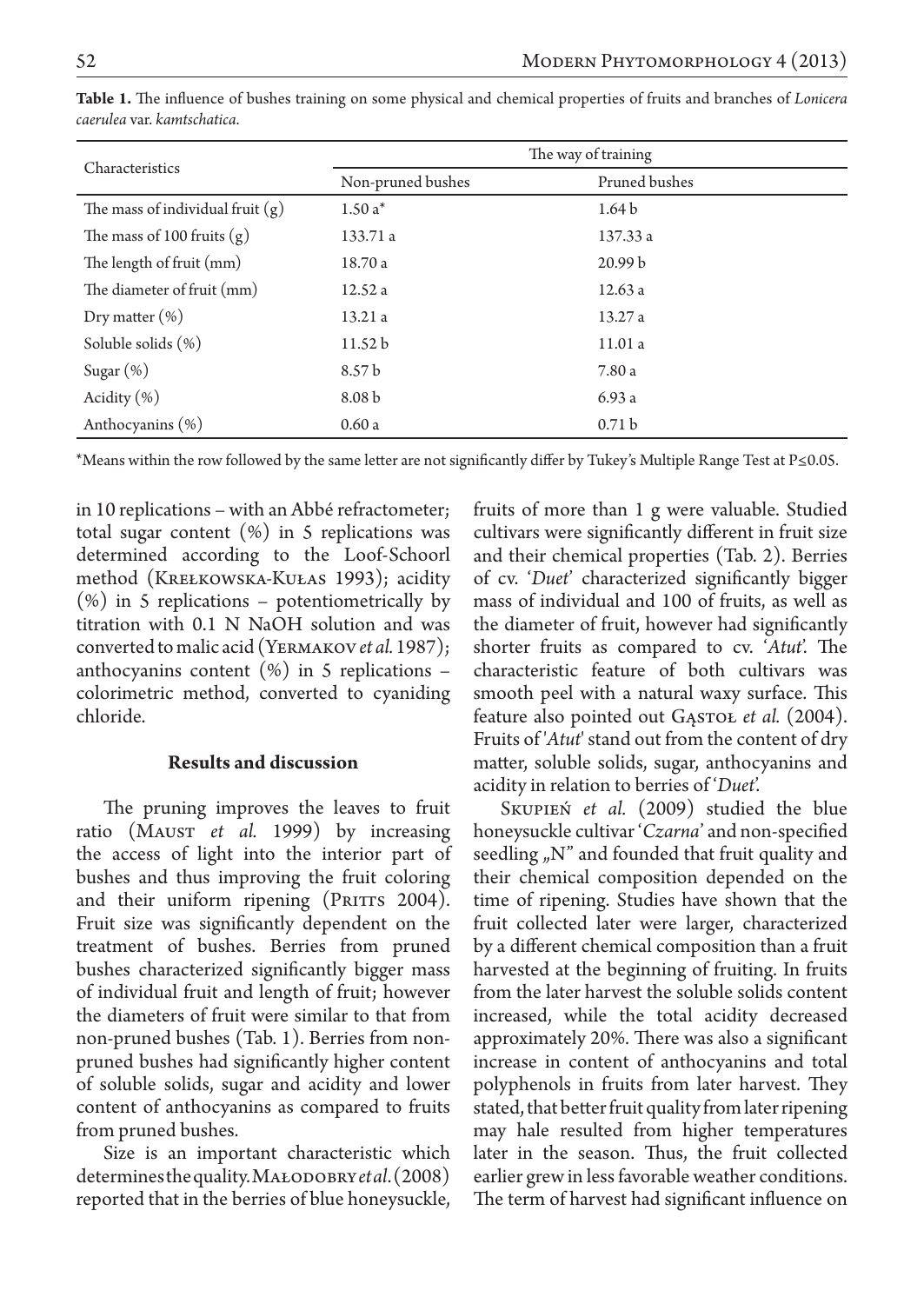**Table 1.** The influence of bushes training on some physical and chemical properties of fruits and branches of *Lonicera caerulea* var. *kamtschatica*.

| Characteristics | The way of training | |
|---|---|---|
| | Non-pruned bushes | Pruned bushes |
| The mass of individual fruit (g) | 1.50 a* | 1.64 b |
| The mass of 100 fruits (g) | 133.71 a | 137.33 a |
| The length of fruit (mm) | 18.70 a | 20.99 b |
| The diameter of fruit (mm) | 12.52 a | 12.63 a |
| Dry matter (%) | 13.21 a | 13.27 a |
| Soluble solids (%) | 11.52 b | 11.01 a |
| Sugar (%) | 8.57 b | 7.80 a |
| Acidity (%) | 8.08 b | 6.93 a |
| Anthocyanins (%) | 0.60 a | 0.71 b |

*Means within the row followed by the same letter are not significantly differ by Tukey's Multiple Range Test at P≤0.05.

in 10 replications – with an Abbé refractometer; total sugar content (%) in 5 replications was determined according to the Loof-Schoorl method (Krełkowska-Kułas 1993); acidity (%) in 5 replications – potentiometrically by titration with 0.1 N NaOH solution and was converted to malic acid (Yermakov *et al.* 1987); anthocyanins content (%) in 5 replications – colorimetric method, converted to cyaniding chloride.

## Results and discussion

The pruning improves the leaves to fruit ratio (Maust *et al.* 1999) by increasing the access of light into the interior part of bushes and thus improving the fruit coloring and their uniform ripening (Pritts 2004). Fruit size was significantly dependent on the treatment of bushes. Berries from pruned bushes characterized significantly bigger mass of individual fruit and length of fruit; however the diameters of fruit were similar to that from non-pruned bushes (Tab. 1). Berries from non-pruned bushes had significantly higher content of soluble solids, sugar and acidity and lower content of anthocyanins as compared to fruits from pruned bushes.

Size is an important characteristic which determines the quality. Małodobry *et al.* (2008) reported that in the berries of blue honeysuckle, fruits of more than 1 g were valuable. Studied cultivars were significantly different in fruit size and their chemical properties (Tab. 2). Berries of cv. '*Duet*' characterized significantly bigger mass of individual and 100 of fruits, as well as the diameter of fruit, however had significantly shorter fruits as compared to cv. '*Atut*'. The characteristic feature of both cultivars was smooth peel with a natural waxy surface. This feature also pointed out Gąstoł *et al.* (2004). Fruits of '*Atut*' stand out from the content of dry matter, soluble solids, sugar, anthocyanins and acidity in relation to berries of '*Duet*'.

Skupień *et al.* (2009) studied the blue honeysuckle cultivar '*Czarna*' and non-specified seedling „N" and founded that fruit quality and their chemical composition depended on the time of ripening. Studies have shown that the fruit collected later were larger, characterized by a different chemical composition than a fruit harvested at the beginning of fruiting. In fruits from the later harvest the soluble solids content increased, while the total acidity decreased approximately 20%. There was also a significant increase in content of anthocyanins and total polyphenols in fruits from later harvest. They stated, that better fruit quality from later ripening may hale resulted from higher temperatures later in the season. Thus, the fruit collected earlier grew in less favorable weather conditions. The term of harvest had significant influence on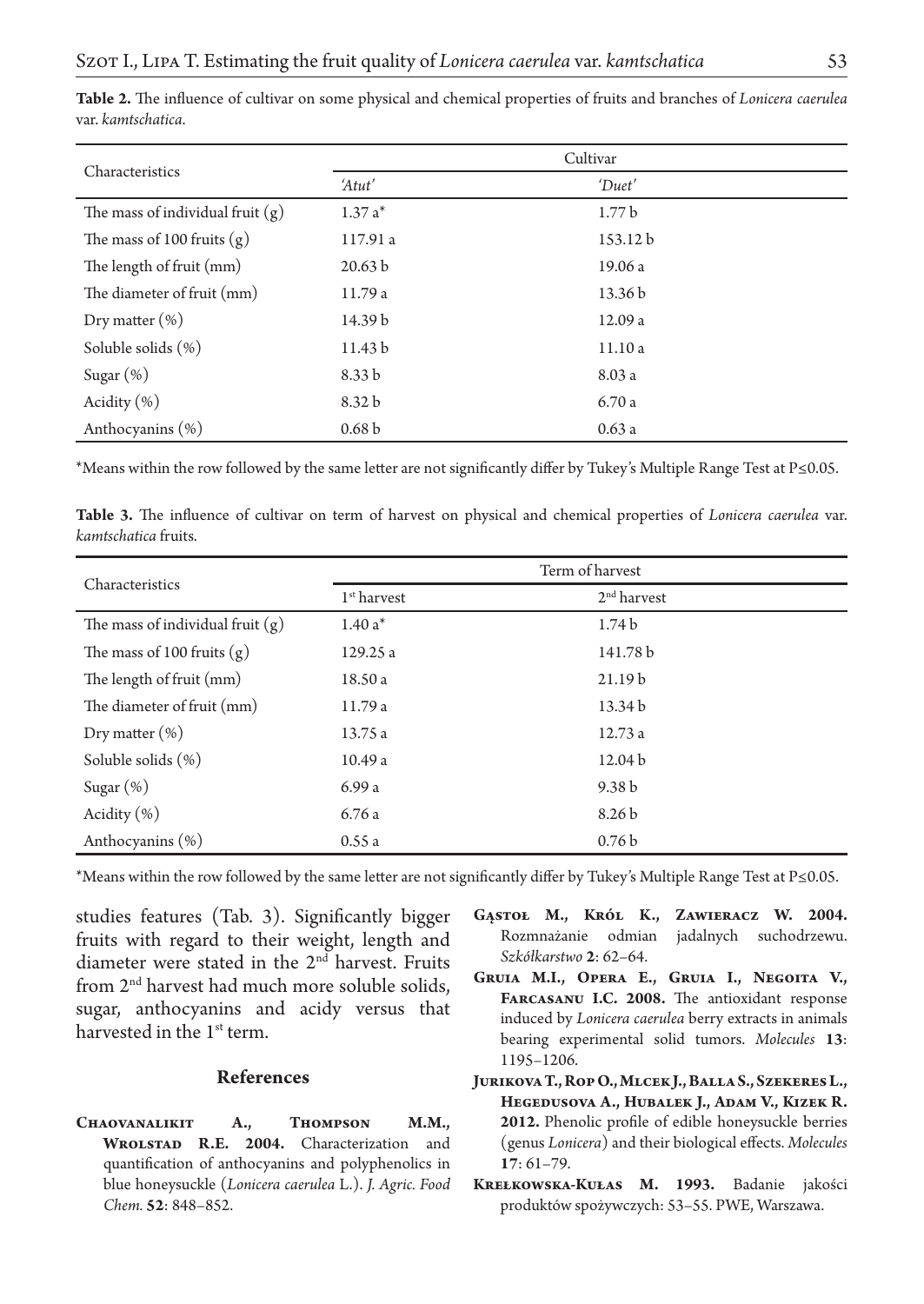**Table 2.** The influence of cultivar on some physical and chemical properties of fruits and branches of *Lonicera caerulea* var. *kamtschatica*.

| Characteristics | Cultivar | |
|---|---|---|
| | *'Atut'* | *'Duet'* |
| The mass of individual fruit (g) | 1.37 a* | 1.77 b |
| The mass of 100 fruits (g) | 117.91 a | 153.12 b |
| The length of fruit (mm) | 20.63 b | 19.06 a |
| The diameter of fruit (mm) | 11.79 a | 13.36 b |
| Dry matter (%) | 14.39 b | 12.09 a |
| Soluble solids (%) | 11.43 b | 11.10 a |
| Sugar (%) | 8.33 b | 8.03 a |
| Acidity (%) | 8.32 b | 6.70 a |
| Anthocyanins (%) | 0.68 b | 0.63 a |

*Means within the row followed by the same letter are not significantly differ by Tukey's Multiple Range Test at P≤0.05.

**Table 3.** The influence of cultivar on term of harvest on physical and chemical properties of *Lonicera caerulea* var. *kamtschatica* fruits.

| Characteristics | Term of harvest | |
|---|---|---|
| | 1st harvest | 2nd harvest |
| The mass of individual fruit (g) | 1.40 a* | 1.74 b |
| The mass of 100 fruits (g) | 129.25 a | 141.78 b |
| The length of fruit (mm) | 18.50 a | 21.19 b |
| The diameter of fruit (mm) | 11.79 a | 13.34 b |
| Dry matter (%) | 13.75 a | 12.73 a |
| Soluble solids (%) | 10.49 a | 12.04 b |
| Sugar (%) | 6.99 a | 9.38 b |
| Acidity (%) | 6.76 a | 8.26 b |
| Anthocyanins (%) | 0.55 a | 0.76 b |

*Means within the row followed by the same letter are not significantly differ by Tukey's Multiple Range Test at P≤0.05.

studies features (Tab. 3). Significantly bigger fruits with regard to their weight, length and diameter were stated in the 2nd harvest. Fruits from 2nd harvest had much more soluble solids, sugar, anthocyanins and acidy versus that harvested in the 1st term.

## References

**Chaovanalikit A., Thompson M.M., Wrolstad R.E. 2004.** Characterization and quantification of anthocyanins and polyphenolics in blue honeysuckle (*Lonicera caerulea* L.). *J. Agric. Food Chem.* **52**: 848–852.

**Gąstoł M., Król K., Zawieracz W. 2004.** Rozmnażanie odmian jadalnych suchodrzewu. *Szkółkarstwo* **2**: 62–64.

**Gruia M.I., Opera E., Gruia I., Negoita V., Farcasanu I.C. 2008.** The antioxidant response induced by *Lonicera caerulea* berry extracts in animals bearing experimental solid tumors. *Molecules* **13**: 1195–1206.

**Jurikova T., Rop O., Mlcek J., Balla S., Szekeres L., Hegedusova A., Hubalek J., Adam V., Kizek R. 2012.** Phenolic profile of edible honeysuckle berries (genus *Lonicera*) and their biological effects. *Molecules* **17**: 61–79.

**Krełkowska-Kułas M. 1993.** Badanie jakości produktów spożywczych: 53–55. PWE, Warszawa.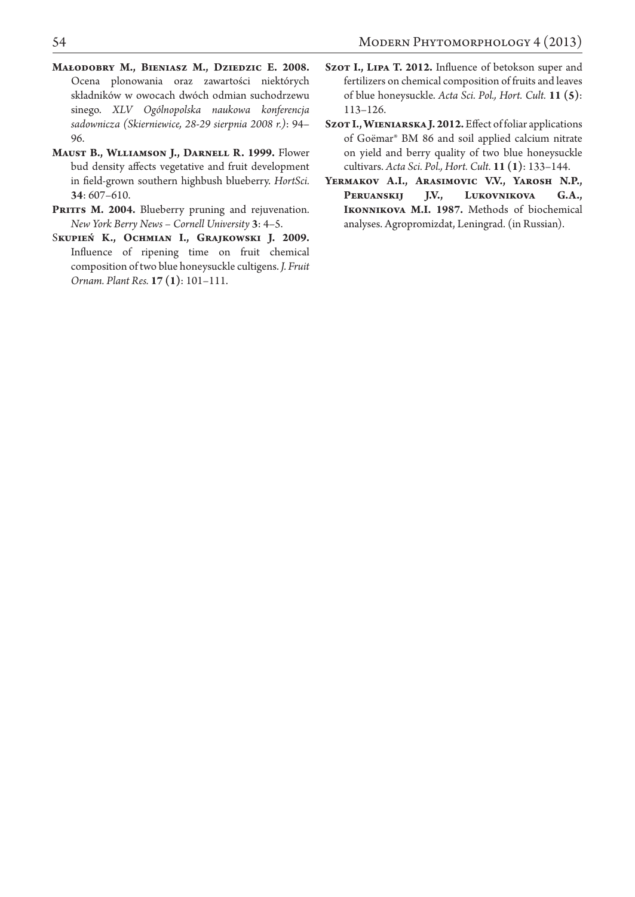**Małodobry M., Bieniasz M., Dziedzic E. 2008.** Ocena plonowania oraz zawartości niektórych składników w owocach dwóch odmian suchodrzewu sinego. *XLV Ogólnopolska naukowa konferencja sadownicza (Skierniewice, 28-29 sierpnia 2008 r.)*: 94–96.

**Maust B., Wlliamson J., Darnell R. 1999.** Flower bud density affects vegetative and fruit development in field-grown southern highbush blueberry. *HortSci.* **34**: 607–610.

**Pritts M. 2004.** Blueberry pruning and rejuvenation. *New York Berry News – Cornell University* **3**: 4–5.

**Skupień K., Ochmian I., Grajkowski J. 2009.** Influence of ripening time on fruit chemical composition of two blue honeysuckle cultigens. *J. Fruit Ornam. Plant Res.* **17 (1)**: 101–111.

**Szot I., Lipa T. 2012.** Influence of betokson super and fertilizers on chemical composition of fruits and leaves of blue honeysuckle. *Acta Sci. Pol., Hort. Cult.* **11 (5)**: 113–126.

**Szot I., Wieniarska J. 2012.** Effect of foliar applications of Goëmar® BM 86 and soil applied calcium nitrate on yield and berry quality of two blue honeysuckle cultivars. *Acta Sci. Pol., Hort. Cult.* **11 (1)**: 133–144.

**Yermakov A.I., Arasimovic V.V., Yarosh N.P., Peruanskij J.V., Lukovnikova G.A., Ikonnikova M.I. 1987.** Methods of biochemical analyses. Agropromizdat, Leningrad. (in Russian).